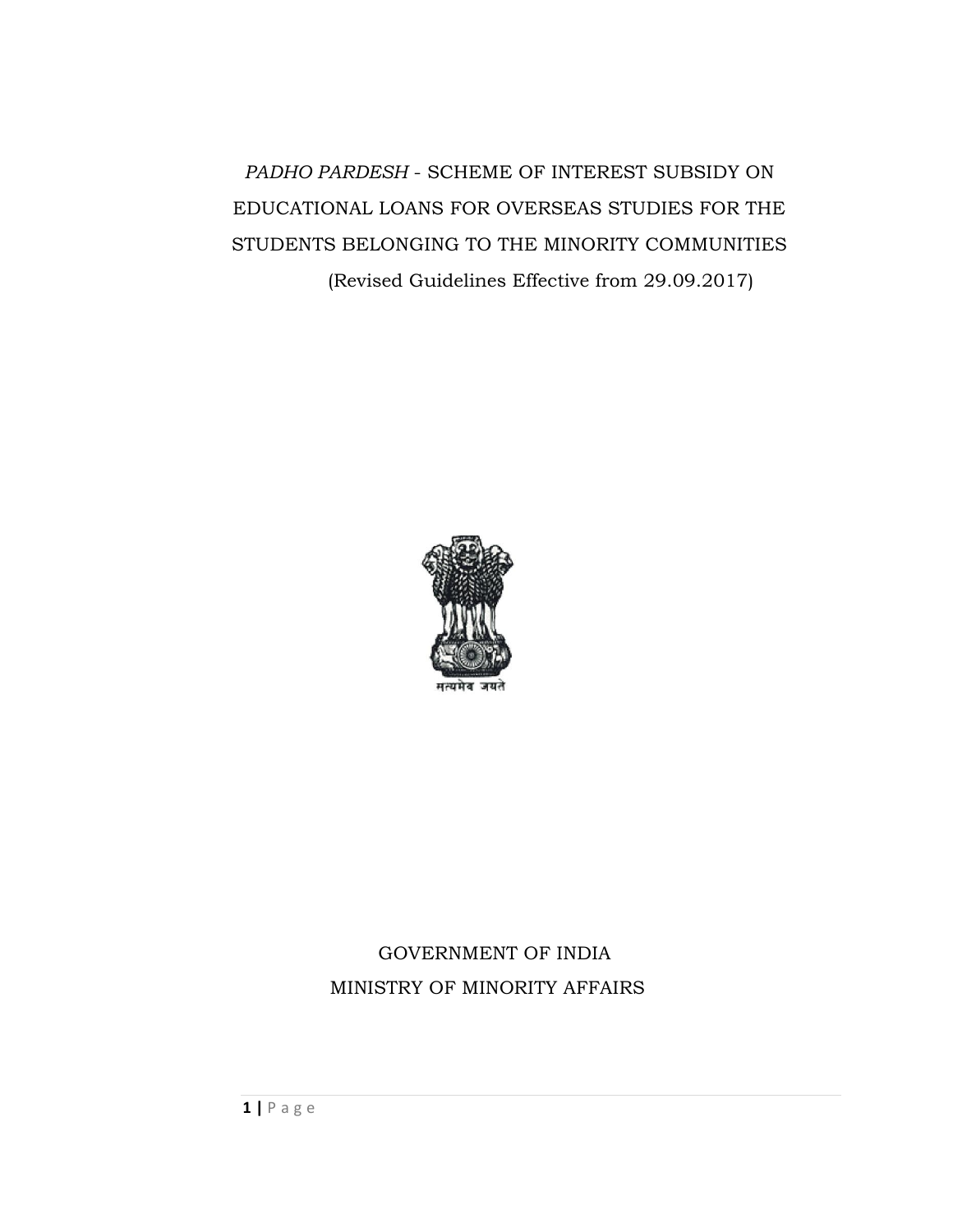# *PADHO PARDESH* - SCHEME OF INTEREST SUBSIDY ON EDUCATIONAL LOANS FOR OVERSEAS STUDIES FOR THE STUDENTS BELONGING TO THE MINORITY COMMUNITIES

(Revised Guidelines Effective from 29.09.2017)

सत्यमेव जयते

GOVERNMENT OF INDIA

MINISTRY OF MINORITY AFFAIRS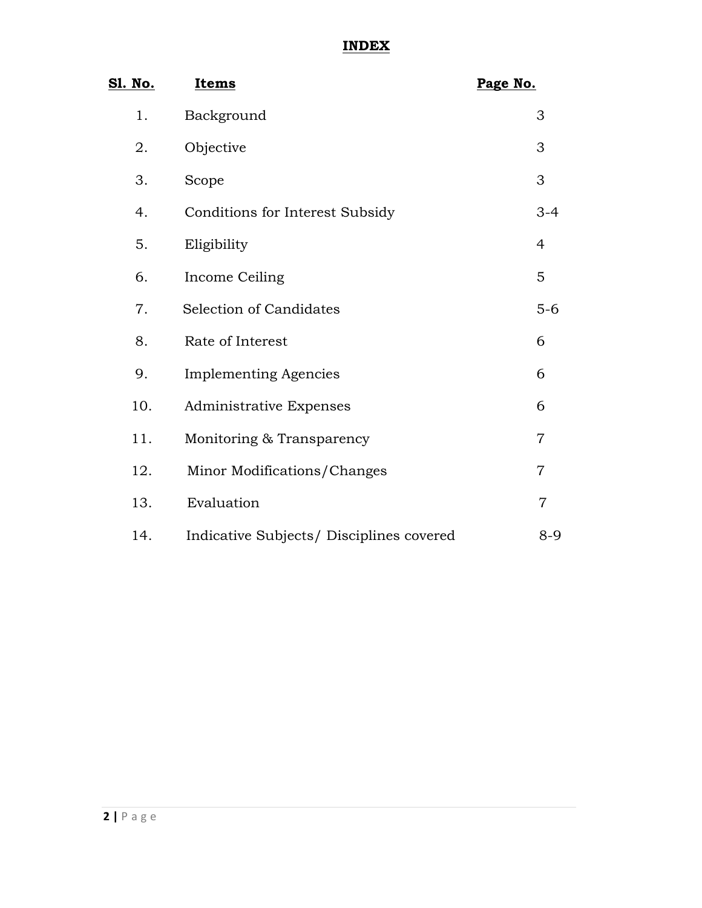# INDEX

| Sl. No. | Items | Page No. |
|---|---|---|
| 1. | Background | 3 |
| 2. | Objective | 3 |
| 3. | Scope | 3 |
| 4. | Conditions for Interest Subsidy | 3-4 |
| 5. | Eligibility | 4 |
| 6. | Income Ceiling | 5 |
| 7. | Selection of Candidates | 5-6 |
| 8. | Rate of Interest | 6 |
| 9. | Implementing Agencies | 6 |
| 10. | Administrative Expenses | 6 |
| 11. | Monitoring & Transparency | 7 |
| 12. | Minor Modifications/Changes | 7 |
| 13. | Evaluation | 7 |
| 14. | Indicative Subjects/ Disciplines covered | 8-9 |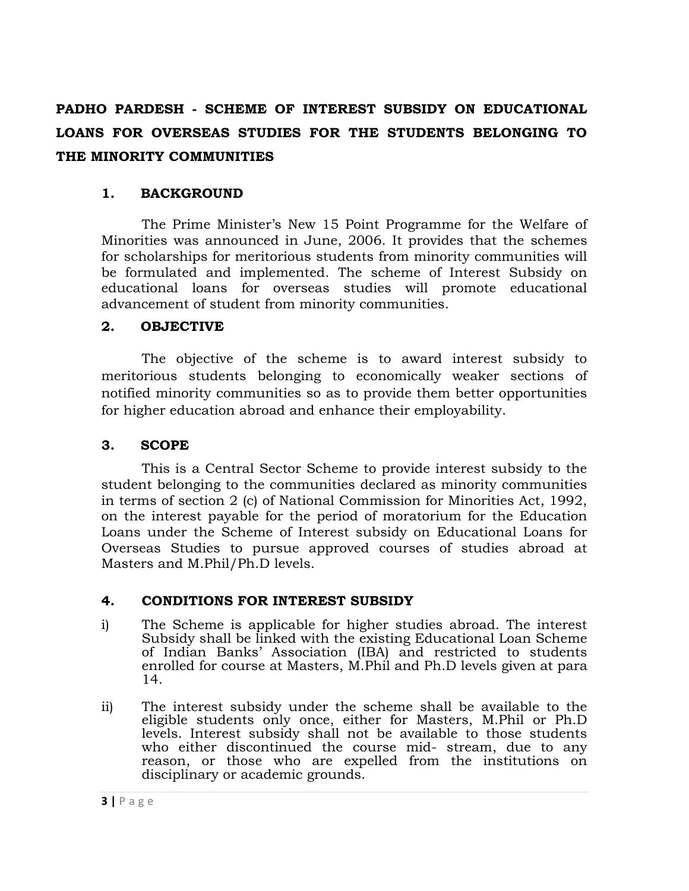**PADHO PARDESH - SCHEME OF INTEREST SUBSIDY ON EDUCATIONAL LOANS FOR OVERSEAS STUDIES FOR THE STUDENTS BELONGING TO THE MINORITY COMMUNITIES**

## 1. BACKGROUND

The Prime Minister's New 15 Point Programme for the Welfare of Minorities was announced in June, 2006. It provides that the schemes for scholarships for meritorious students from minority communities will be formulated and implemented. The scheme of Interest Subsidy on educational loans for overseas studies will promote educational advancement of student from minority communities.

## 2. OBJECTIVE

The objective of the scheme is to award interest subsidy to meritorious students belonging to economically weaker sections of notified minority communities so as to provide them better opportunities for higher education abroad and enhance their employability.

## 3. SCOPE

This is a Central Sector Scheme to provide interest subsidy to the student belonging to the communities declared as minority communities in terms of section 2 (c) of National Commission for Minorities Act, 1992, on the interest payable for the period of moratorium for the Education Loans under the Scheme of Interest subsidy on Educational Loans for Overseas Studies to pursue approved courses of studies abroad at Masters and M.Phil/Ph.D levels.

## 4. CONDITIONS FOR INTEREST SUBSIDY

i) The Scheme is applicable for higher studies abroad. The interest Subsidy shall be linked with the existing Educational Loan Scheme of Indian Banks' Association (IBA) and restricted to students enrolled for course at Masters, M.Phil and Ph.D levels given at para 14.

ii) The interest subsidy under the scheme shall be available to the eligible students only once, either for Masters, M.Phil or Ph.D levels. Interest subsidy shall not be available to those students who either discontinued the course mid- stream, due to any reason, or those who are expelled from the institutions on disciplinary or academic grounds.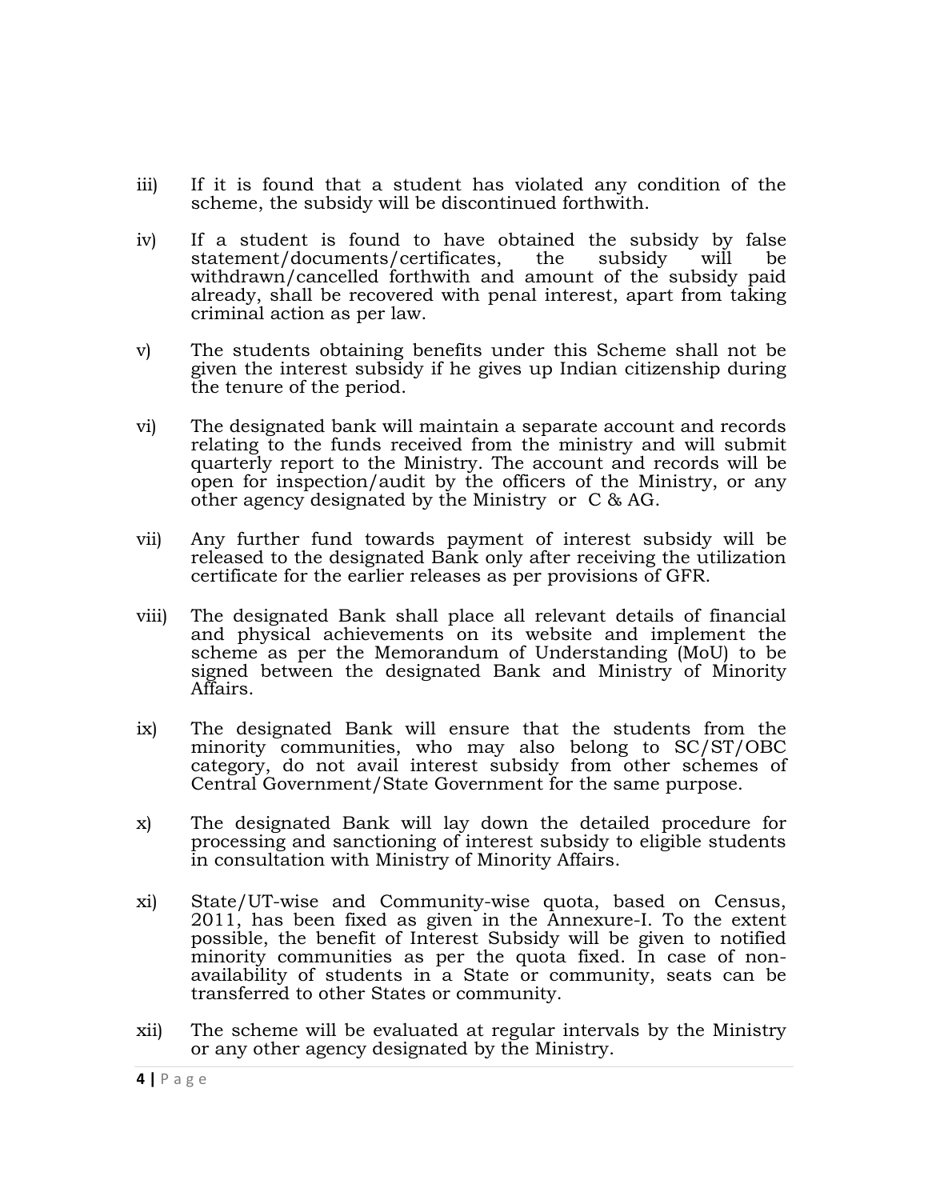iii) If it is found that a student has violated any condition of the scheme, the subsidy will be discontinued forthwith.

iv) If a student is found to have obtained the subsidy by false statement/documents/certificates, the subsidy will be withdrawn/cancelled forthwith and amount of the subsidy paid already, shall be recovered with penal interest, apart from taking criminal action as per law.

v) The students obtaining benefits under this Scheme shall not be given the interest subsidy if he gives up Indian citizenship during the tenure of the period.

vi) The designated bank will maintain a separate account and records relating to the funds received from the ministry and will submit quarterly report to the Ministry. The account and records will be open for inspection/audit by the officers of the Ministry, or any other agency designated by the Ministry or C & AG.

vii) Any further fund towards payment of interest subsidy will be released to the designated Bank only after receiving the utilization certificate for the earlier releases as per provisions of GFR.

viii) The designated Bank shall place all relevant details of financial and physical achievements on its website and implement the scheme as per the Memorandum of Understanding (MoU) to be signed between the designated Bank and Ministry of Minority Affairs.

ix) The designated Bank will ensure that the students from the minority communities, who may also belong to SC/ST/OBC category, do not avail interest subsidy from other schemes of Central Government/State Government for the same purpose.

x) The designated Bank will lay down the detailed procedure for processing and sanctioning of interest subsidy to eligible students in consultation with Ministry of Minority Affairs.

xi) State/UT-wise and Community-wise quota, based on Census, 2011, has been fixed as given in the Annexure-I. To the extent possible, the benefit of Interest Subsidy will be given to notified minority communities as per the quota fixed. In case of non-availability of students in a State or community, seats can be transferred to other States or community.

xii) The scheme will be evaluated at regular intervals by the Ministry or any other agency designated by the Ministry.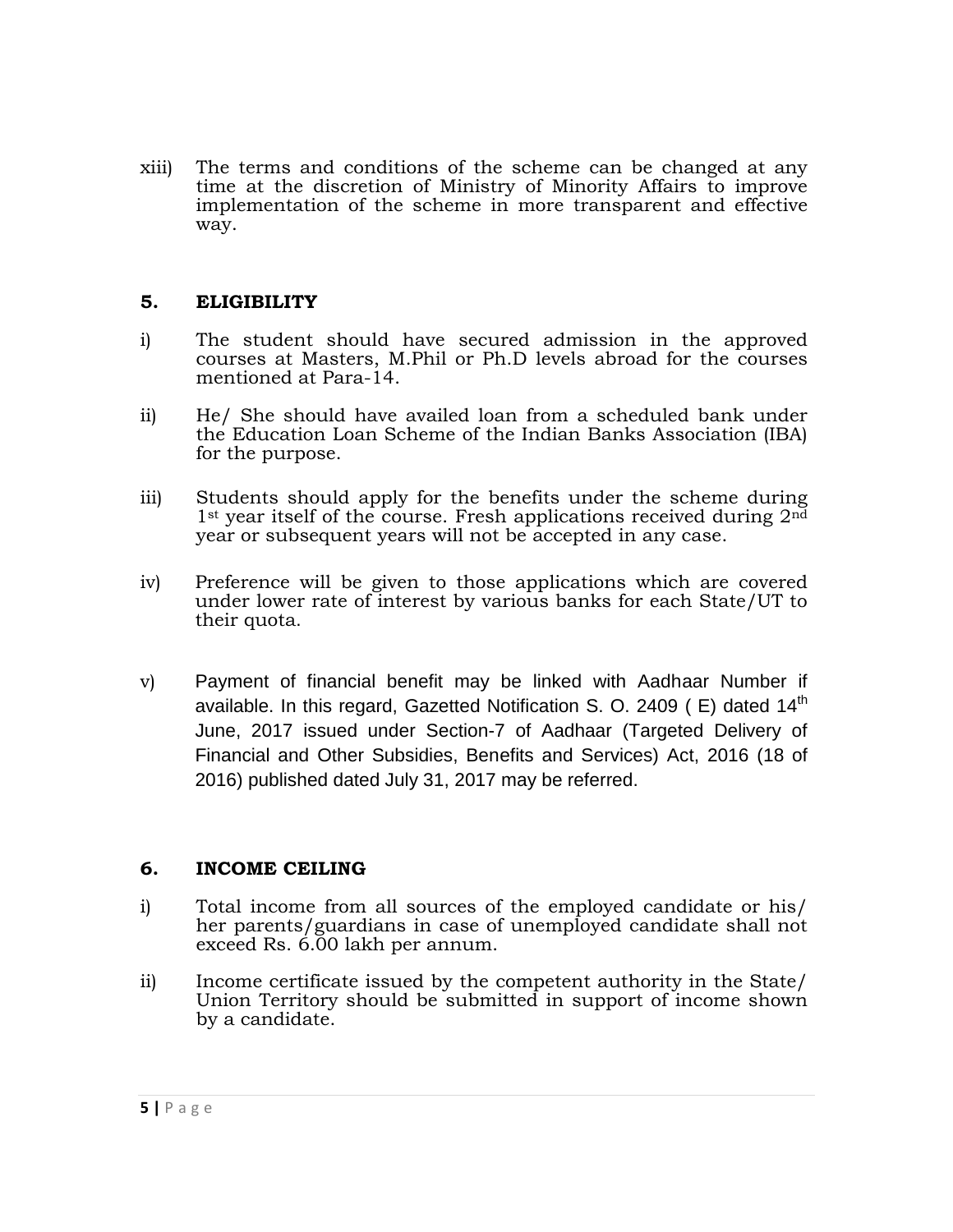xiii) The terms and conditions of the scheme can be changed at any time at the discretion of Ministry of Minority Affairs to improve implementation of the scheme in more transparent and effective way.

## 5. ELIGIBILITY

i) The student should have secured admission in the approved courses at Masters, M.Phil or Ph.D levels abroad for the courses mentioned at Para-14.

ii) He/ She should have availed loan from a scheduled bank under the Education Loan Scheme of the Indian Banks Association (IBA) for the purpose.

iii) Students should apply for the benefits under the scheme during 1st year itself of the course. Fresh applications received during 2nd year or subsequent years will not be accepted in any case.

iv) Preference will be given to those applications which are covered under lower rate of interest by various banks for each State/UT to their quota.

v) Payment of financial benefit may be linked with Aadhaar Number if available. In this regard, Gazetted Notification S. O. 2409 ( E) dated 14th June, 2017 issued under Section-7 of Aadhaar (Targeted Delivery of Financial and Other Subsidies, Benefits and Services) Act, 2016 (18 of 2016) published dated July 31, 2017 may be referred.

## 6. INCOME CEILING

i) Total income from all sources of the employed candidate or his/ her parents/guardians in case of unemployed candidate shall not exceed Rs. 6.00 lakh per annum.

ii) Income certificate issued by the competent authority in the State/ Union Territory should be submitted in support of income shown by a candidate.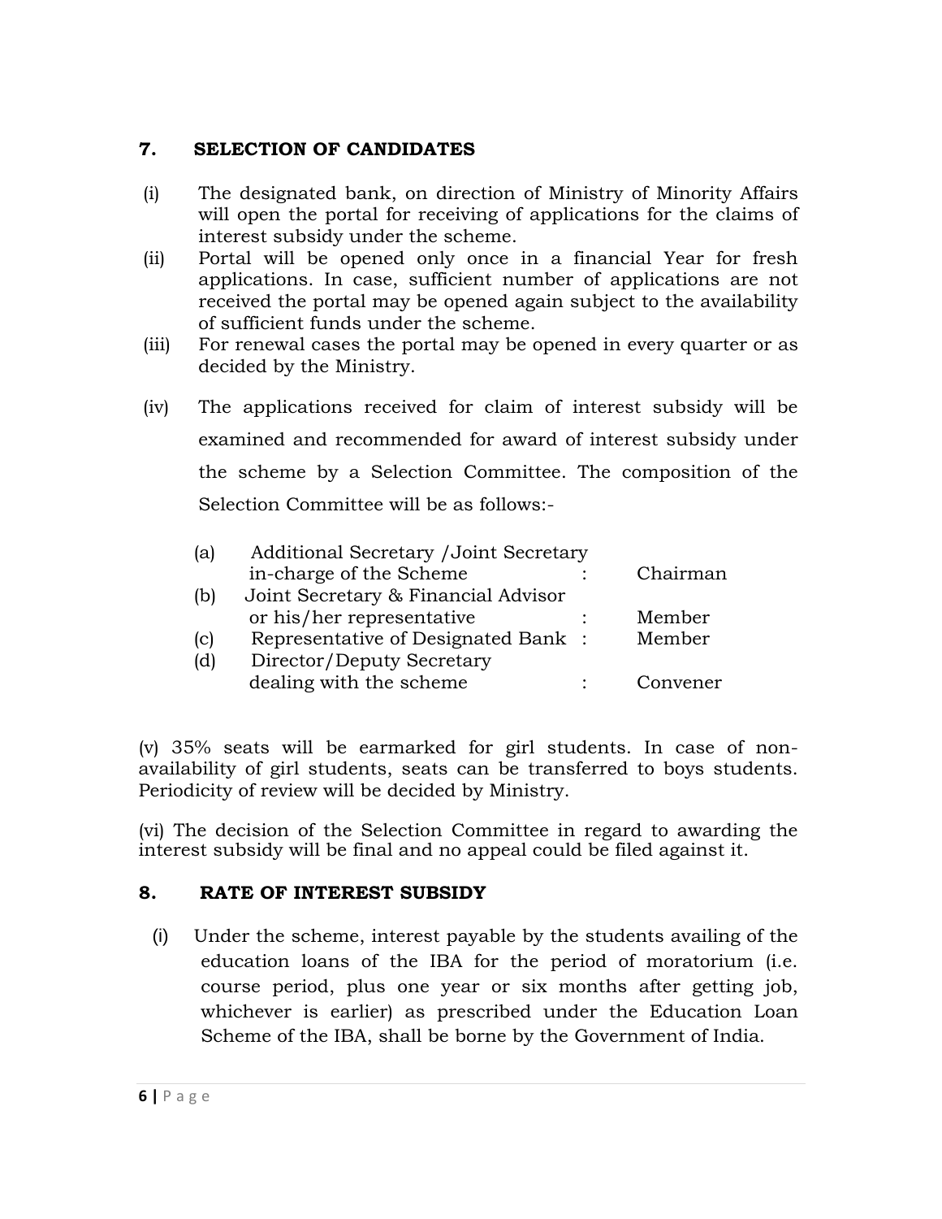## 7. SELECTION OF CANDIDATES

(i) The designated bank, on direction of Ministry of Minority Affairs will open the portal for receiving of applications for the claims of interest subsidy under the scheme.

(ii) Portal will be opened only once in a financial Year for fresh applications. In case, sufficient number of applications are not received the portal may be opened again subject to the availability of sufficient funds under the scheme.

(iii) For renewal cases the portal may be opened in every quarter or as decided by the Ministry.

(iv) The applications received for claim of interest subsidy will be examined and recommended for award of interest subsidy under the scheme by a Selection Committee. The composition of the Selection Committee will be as follows:-

| | | | |
|---|---|---|---|
| (a) | Additional Secretary /Joint Secretary in-charge of the Scheme | : | Chairman |
| (b) | Joint Secretary & Financial Advisor or his/her representative | : | Member |
| (c) | Representative of Designated Bank | : | Member |
| (d) | Director/Deputy Secretary dealing with the scheme | : | Convener |

(v) 35% seats will be earmarked for girl students. In case of non-availability of girl students, seats can be transferred to boys students. Periodicity of review will be decided by Ministry.

(vi) The decision of the Selection Committee in regard to awarding the interest subsidy will be final and no appeal could be filed against it.

## 8. RATE OF INTEREST SUBSIDY

(i) Under the scheme, interest payable by the students availing of the education loans of the IBA for the period of moratorium (i.e. course period, plus one year or six months after getting job, whichever is earlier) as prescribed under the Education Loan Scheme of the IBA, shall be borne by the Government of India.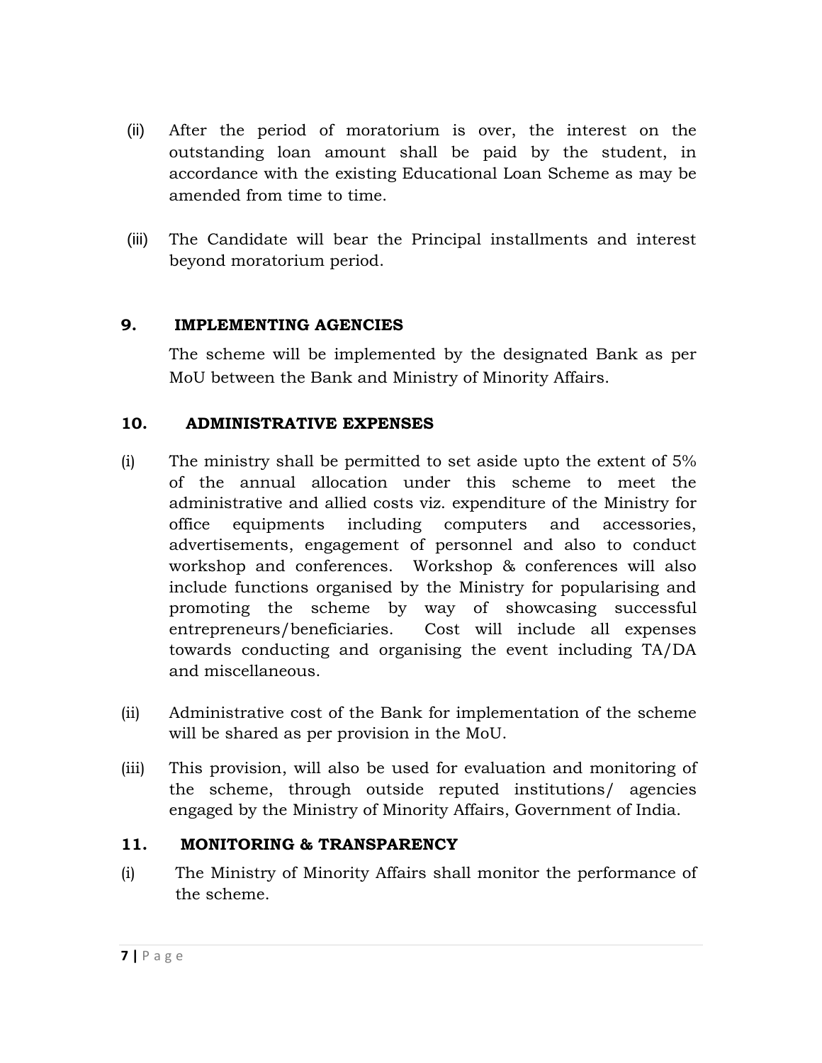(ii) After the period of moratorium is over, the interest on the outstanding loan amount shall be paid by the student, in accordance with the existing Educational Loan Scheme as may be amended from time to time.

(iii) The Candidate will bear the Principal installments and interest beyond moratorium period.

## 9. IMPLEMENTING AGENCIES

The scheme will be implemented by the designated Bank as per MoU between the Bank and Ministry of Minority Affairs.

## 10. ADMINISTRATIVE EXPENSES

(i) The ministry shall be permitted to set aside upto the extent of 5% of the annual allocation under this scheme to meet the administrative and allied costs viz. expenditure of the Ministry for office equipments including computers and accessories, advertisements, engagement of personnel and also to conduct workshop and conferences. Workshop & conferences will also include functions organised by the Ministry for popularising and promoting the scheme by way of showcasing successful entrepreneurs/beneficiaries. Cost will include all expenses towards conducting and organising the event including TA/DA and miscellaneous.

(ii) Administrative cost of the Bank for implementation of the scheme will be shared as per provision in the MoU.

(iii) This provision, will also be used for evaluation and monitoring of the scheme, through outside reputed institutions/ agencies engaged by the Ministry of Minority Affairs, Government of India.

## 11. MONITORING & TRANSPARENCY

(i) The Ministry of Minority Affairs shall monitor the performance of the scheme.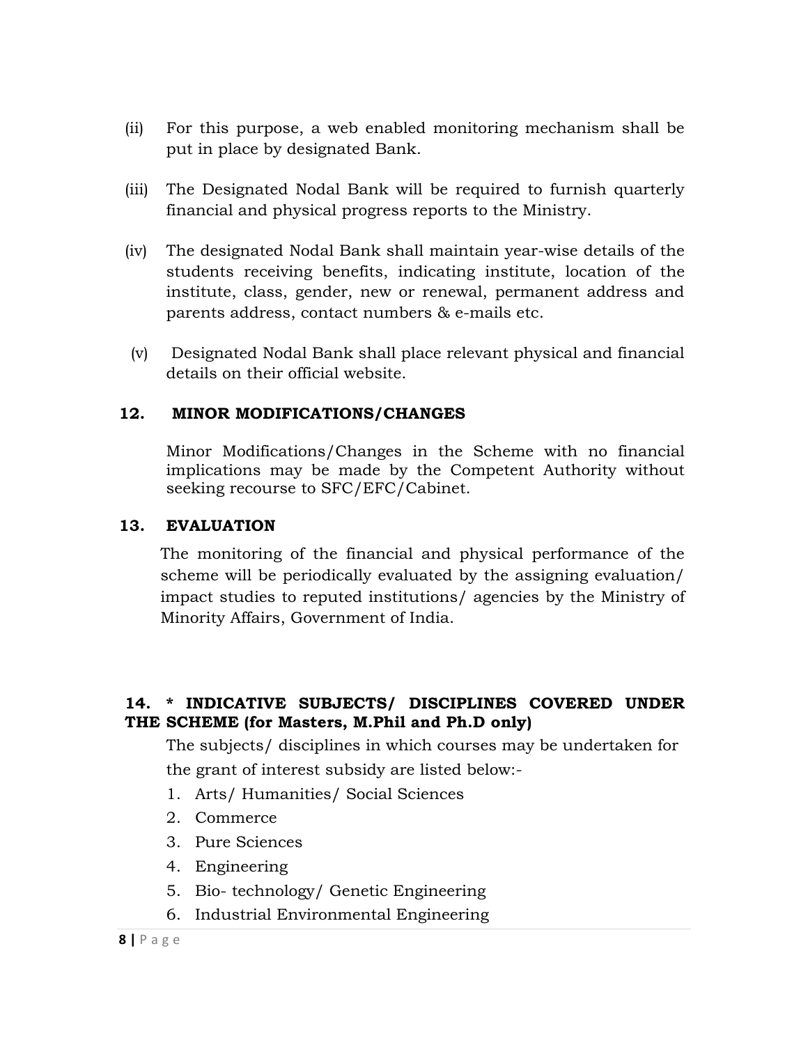(ii) For this purpose, a web enabled monitoring mechanism shall be put in place by designated Bank.

(iii) The Designated Nodal Bank will be required to furnish quarterly financial and physical progress reports to the Ministry.

(iv) The designated Nodal Bank shall maintain year-wise details of the students receiving benefits, indicating institute, location of the institute, class, gender, new or renewal, permanent address and parents address, contact numbers & e-mails etc.

(v) Designated Nodal Bank shall place relevant physical and financial details on their official website.

## 12. MINOR MODIFICATIONS/CHANGES

Minor Modifications/Changes in the Scheme with no financial implications may be made by the Competent Authority without seeking recourse to SFC/EFC/Cabinet.

## 13. EVALUATION

The monitoring of the financial and physical performance of the scheme will be periodically evaluated by the assigning evaluation/ impact studies to reputed institutions/ agencies by the Ministry of Minority Affairs, Government of India.

## 14. * INDICATIVE SUBJECTS/ DISCIPLINES COVERED UNDER THE SCHEME (for Masters, M.Phil and Ph.D only)

The subjects/ disciplines in which courses may be undertaken for the grant of interest subsidy are listed below:-

1. Arts/ Humanities/ Social Sciences
2. Commerce
3. Pure Sciences
4. Engineering
5. Bio- technology/ Genetic Engineering
6. Industrial Environmental Engineering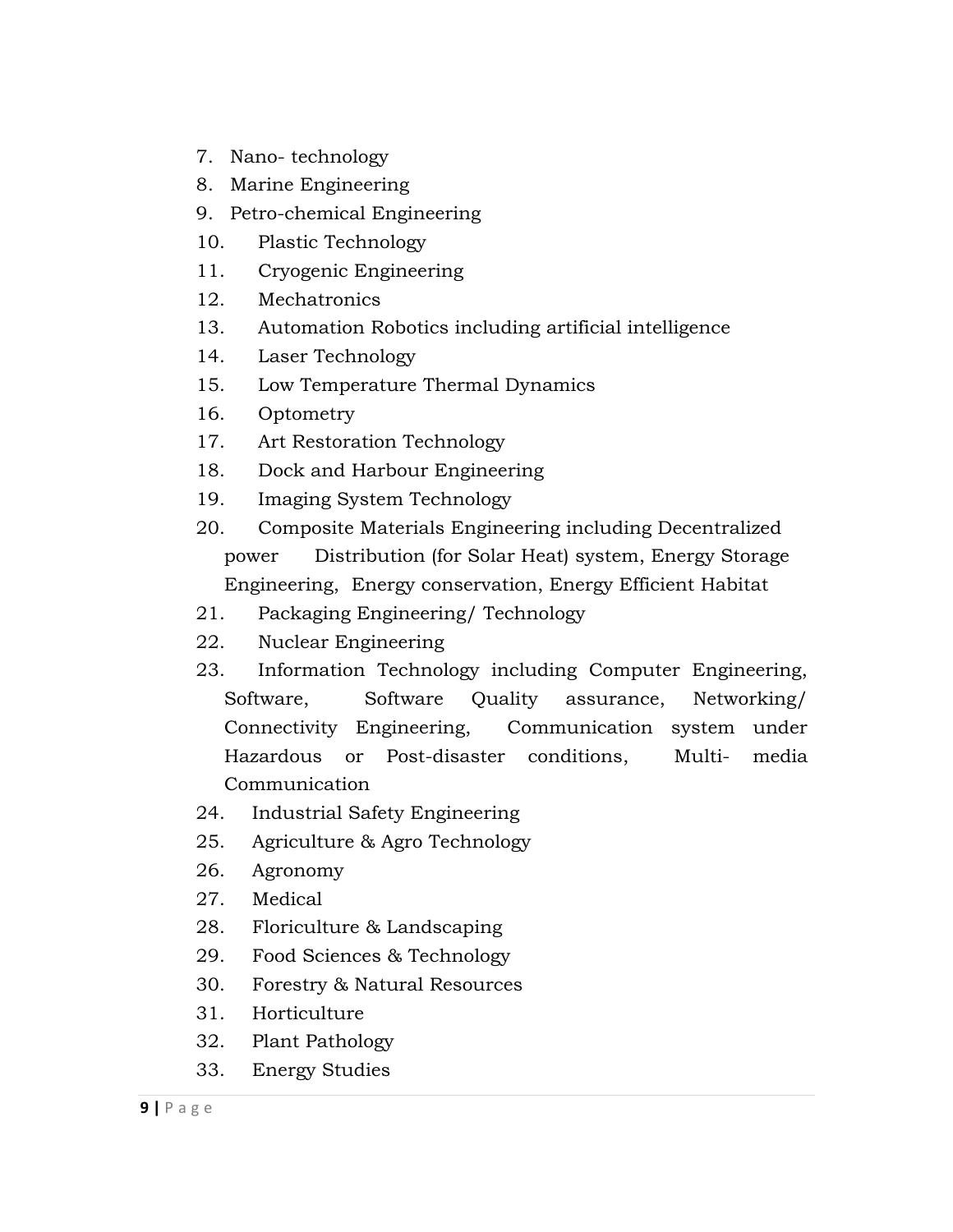7. Nano- technology
8. Marine Engineering
9. Petro-chemical Engineering
10. Plastic Technology
11. Cryogenic Engineering
12. Mechatronics
13. Automation Robotics including artificial intelligence
14. Laser Technology
15. Low Temperature Thermal Dynamics
16. Optometry
17. Art Restoration Technology
18. Dock and Harbour Engineering
19. Imaging System Technology
20. Composite Materials Engineering including Decentralized power Distribution (for Solar Heat) system, Energy Storage Engineering, Energy conservation, Energy Efficient Habitat
21. Packaging Engineering/ Technology
22. Nuclear Engineering
23. Information Technology including Computer Engineering, Software, Software Quality assurance, Networking/ Connectivity Engineering, Communication system under Hazardous or Post-disaster conditions, Multi- media Communication
24. Industrial Safety Engineering
25. Agriculture & Agro Technology
26. Agronomy
27. Medical
28. Floriculture & Landscaping
29. Food Sciences & Technology
30. Forestry & Natural Resources
31. Horticulture
32. Plant Pathology
33. Energy Studies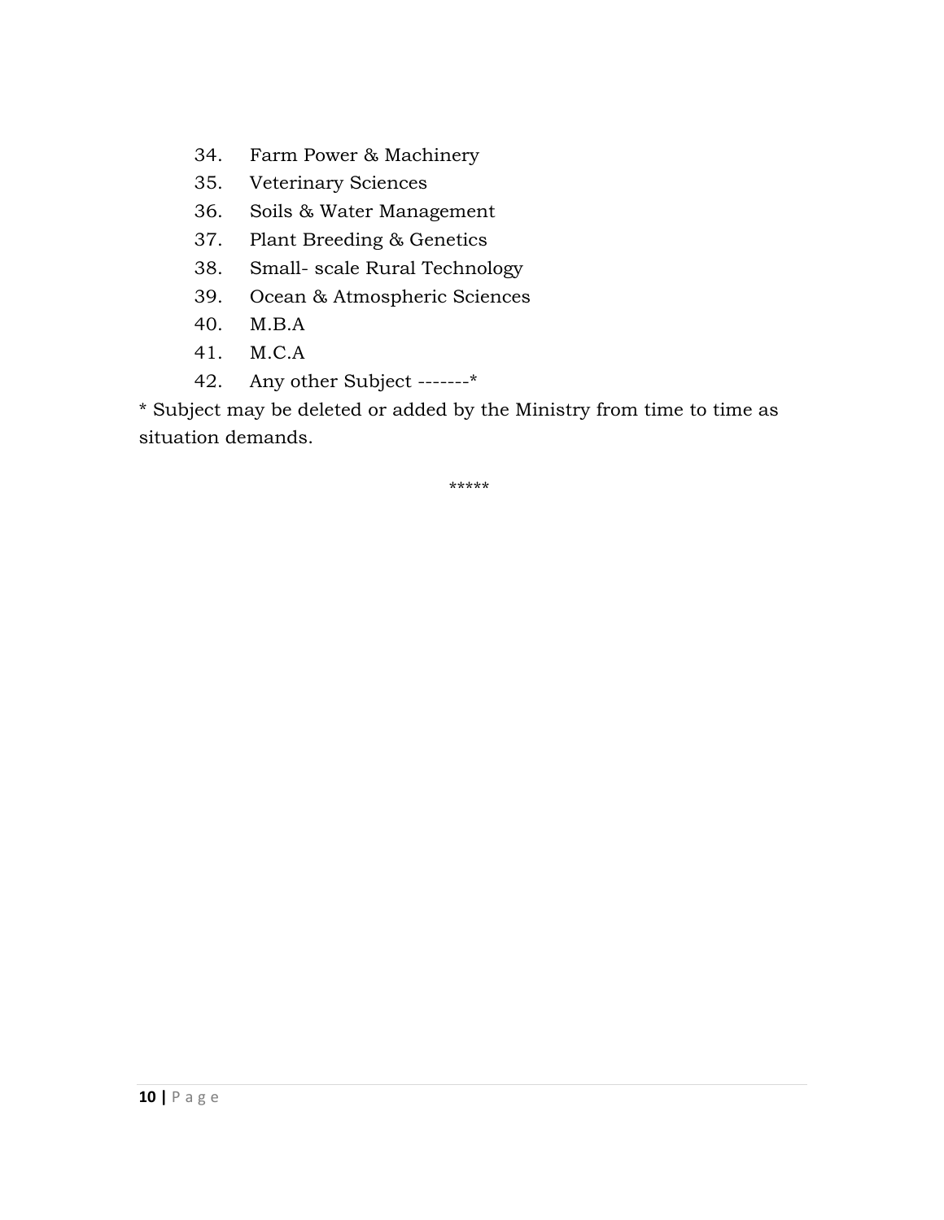34. Farm Power & Machinery
35. Veterinary Sciences
36. Soils & Water Management
37. Plant Breeding & Genetics
38. Small- scale Rural Technology
39. Ocean & Atmospheric Sciences
40. M.B.A
41. M.C.A
42. Any other Subject -------*

* Subject may be deleted or added by the Ministry from time to time as situation demands.

*****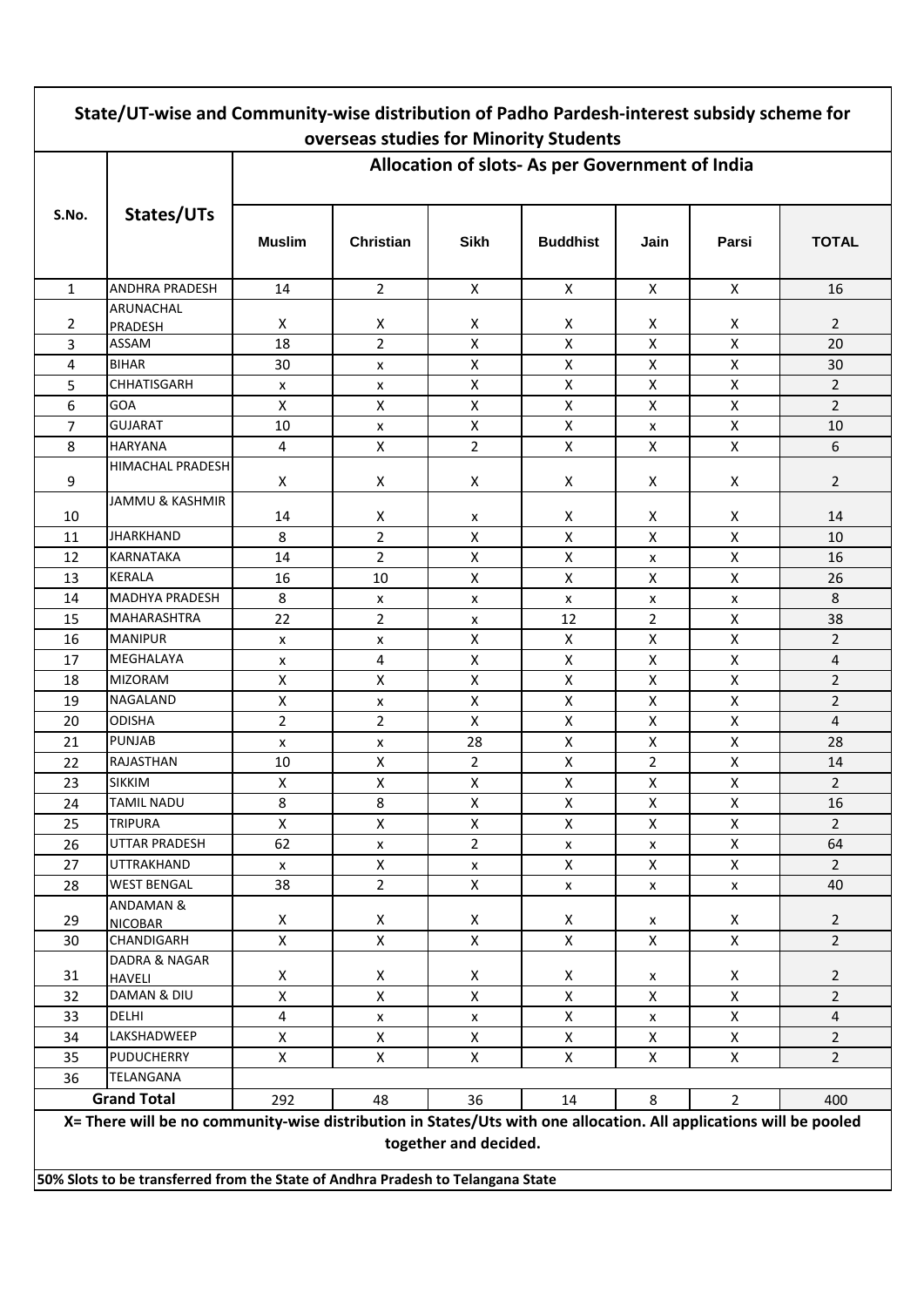## State/UT-wise and Community-wise distribution of Padho Pardesh-interest subsidy scheme for overseas studies for Minority Students

| S.No. | States/UTs | Allocation of slots- As per Government of India | | | | | | |
|---|---|---|---|---|---|---|---|---|
| | | Muslim | Christian | Sikh | Buddhist | Jain | Parsi | TOTAL |
| 1 | ANDHRA PRADESH | 14 | 2 | X | X | X | X | 16 |
| 2 | ARUNACHAL PRADESH | X | X | X | X | X | X | 2 |
| 3 | ASSAM | 18 | 2 | X | X | X | X | 20 |
| 4 | BIHAR | 30 | x | X | X | X | X | 30 |
| 5 | CHHATISGARH | x | x | X | X | X | X | 2 |
| 6 | GOA | X | X | X | X | X | X | 2 |
| 7 | GUJARAT | 10 | x | X | X | x | X | 10 |
| 8 | HARYANA | 4 | X | 2 | X | X | X | 6 |
| 9 | HIMACHAL PRADESH | X | X | X | X | X | X | 2 |
| 10 | JAMMU & KASHMIR | 14 | X | x | X | X | X | 14 |
| 11 | JHARKHAND | 8 | 2 | X | X | X | X | 10 |
| 12 | KARNATAKA | 14 | 2 | X | X | x | X | 16 |
| 13 | KERALA | 16 | 10 | X | X | X | X | 26 |
| 14 | MADHYA PRADESH | 8 | x | x | x | x | x | 8 |
| 15 | MAHARASHTRA | 22 | 2 | x | 12 | 2 | X | 38 |
| 16 | MANIPUR | x | x | X | X | X | X | 2 |
| 17 | MEGHALAYA | x | 4 | X | X | X | X | 4 |
| 18 | MIZORAM | X | X | X | X | X | X | 2 |
| 19 | NAGALAND | X | x | X | X | X | X | 2 |
| 20 | ODISHA | 2 | 2 | X | X | X | X | 4 |
| 21 | PUNJAB | x | x | 28 | X | X | X | 28 |
| 22 | RAJASTHAN | 10 | X | 2 | X | 2 | X | 14 |
| 23 | SIKKIM | X | X | X | X | X | X | 2 |
| 24 | TAMIL NADU | 8 | 8 | X | X | X | X | 16 |
| 25 | TRIPURA | X | X | X | X | X | X | 2 |
| 26 | UTTAR PRADESH | 62 | x | 2 | x | x | X | 64 |
| 27 | UTTRAKHAND | x | X | x | X | X | X | 2 |
| 28 | WEST BENGAL | 38 | 2 | X | x | x | x | 40 |
| 29 | ANDAMAN & NICOBAR | X | X | X | X | x | X | 2 |
| 30 | CHANDIGARH | X | X | X | X | X | X | 2 |
| 31 | DADRA & NAGAR HAVELI | X | X | X | X | x | X | 2 |
| 32 | DAMAN & DIU | X | X | X | X | X | X | 2 |
| 33 | DELHI | 4 | x | x | X | x | X | 4 |
| 34 | LAKSHADWEEP | X | X | X | X | X | X | 2 |
| 35 | PUDUCHERRY | X | X | X | X | X | X | 2 |
| 36 | TELANGANA | | | | | | | |
| | **Grand Total** | 292 | 48 | 36 | 14 | 8 | 2 | 400 |

**X= There will be no community-wise distribution in States/Uts with one allocation. All applications will be pooled together and decided.**

**50% Slots to be transferred from the State of Andhra Pradesh to Telangana State**